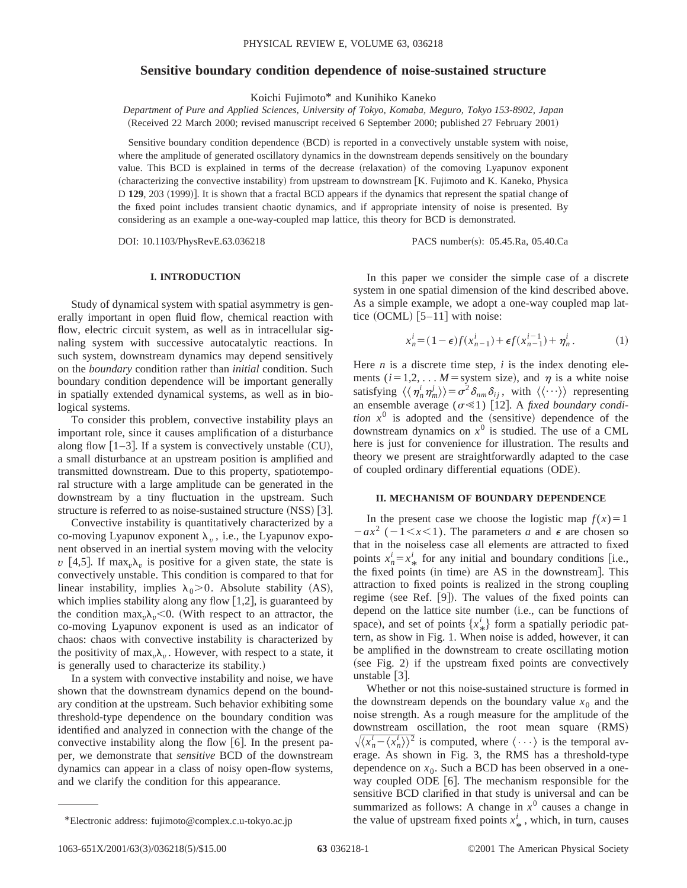# Sensitive boundary condition dependence of noise-sustained structure

Koichi Fujimoto* and Kunihiko Kaneko

*Department of Pure and Applied Sciences, University of Tokyo, Komaba, Meguro, Tokyo 153-8902, Japan*

(Received 22 March 2000; revised manuscript received 6 September 2000; published 27 February 2001)

Sensitive boundary condition dependence (BCD) is reported in a convectively unstable system with noise, where the amplitude of generated oscillatory dynamics in the downstream depends sensitively on the boundary value. This BCD is explained in terms of the decrease (relaxation) of the comoving Lyapunov exponent (characterizing the convective instability) from upstream to downstream [K. Fujimoto and K. Kaneko, Physica D **129**, 203 (1999)]. It is shown that a fractal BCD appears if the dynamics that represent the spatial change of the fixed point includes transient chaotic dynamics, and if appropriate intensity of noise is presented. By considering as an example a one-way-coupled map lattice, this theory for BCD is demonstrated.

DOI: 10.1103/PhysRevE.63.036218 PACS number(s): 05.45.Ra, 05.40.Ca

## I. INTRODUCTION

Study of dynamical system with spatial asymmetry is generally important in open fluid flow, chemical reaction with flow, electric circuit system, as well as in intracellular signaling system with successive autocatalytic reactions. In such system, downstream dynamics may depend sensitively on the *boundary* condition rather than *initial* condition. Such boundary condition dependence will be important generally in spatially extended dynamical systems, as well as in biological systems.

To consider this problem, convective instability plays an important role, since it causes amplification of a disturbance along flow [1–3]. If a system is convectively unstable (CU), a small disturbance at an upstream position is amplified and transmitted downstream. Due to this property, spatiotemporal structure with a large amplitude can be generated in the downstream by a tiny fluctuation in the upstream. Such structure is referred to as noise-sustained structure (NSS) [3].

Convective instability is quantitatively characterized by a co-moving Lyapunov exponent $\lambda_v$, i.e., the Lyapunov exponent observed in an inertial system moving with the velocity $v$ [4,5]. If $\max_v \lambda_v$ is positive for a given state, the state is convectively unstable. This condition is compared to that for linear instability, implies $\lambda_0 > 0$. Absolute stability (AS), which implies stability along any flow [1,2], is guaranteed by the condition $\max_v \lambda_v < 0$. (With respect to an attractor, the co-moving Lyapunov exponent is used as an indicator of chaos: chaos with convective instability is characterized by the positivity of $\max_v \lambda_v$. However, with respect to a state, it is generally used to characterize its stability.)

In a system with convective instability and noise, we have shown that the downstream dynamics depend on the boundary condition at the upstream. Such behavior exhibiting some threshold-type dependence on the boundary condition was identified and analyzed in connection with the change of the convective instability along the flow [6]. In the present paper, we demonstrate that *sensitive* BCD of the downstream dynamics can appear in a class of noisy open-flow systems, and we clarify the condition for this appearance.

In this paper we consider the simple case of a discrete system in one spatial dimension of the kind described above. As a simple example, we adopt a one-way coupled map lattice (OCML) [5–11] with noise:

$$x_n^i = (1-\epsilon) f(x_{n-1}^i) + \epsilon f(x_{n-1}^{i-1}) + \eta_n^i. \tag{1}$$

Here $n$ is a discrete time step, $i$ is the index denoting elements ($i = 1,2, \ldots M =$ system size), and $\eta$ is a white noise satisfying $\langle\langle \eta_n^i \eta_m^j \rangle\rangle = \sigma^2 \delta_{nm} \delta_{ij}$, with $\langle\langle \cdots \rangle\rangle$ representing an ensemble average ($\sigma \ll 1$) [12]. A *fixed boundary condition* $x^0$ is adopted and the (sensitive) dependence of the downstream dynamics on $x^0$ is studied. The use of a CML here is just for convenience for illustration. The results and theory we present are straightforwardly adapted to the case of coupled ordinary differential equations (ODE).

## II. MECHANISM OF BOUNDARY DEPENDENCE

In the present case we choose the logistic map $f(x) = 1 - ax^2$ ($-1 < x < 1$). The parameters $a$ and $\epsilon$ are chosen so that in the noiseless case all elements are attracted to fixed points $x_n^i = x_*^i$ for any initial and boundary conditions [i.e., the fixed points (in time) are AS in the downstream]. This attraction to fixed points is realized in the strong coupling regime (see Ref. [9]). The values of the fixed points can depend on the lattice site number (i.e., can be functions of space), and set of points $\{x_*^i\}$ form a spatially periodic pattern, as show in Fig. 1. When noise is added, however, it can be amplified in the downstream to create oscillating motion (see Fig. 2) if the upstream fixed points are convectively unstable [3].

Whether or not this noise-sustained structure is formed in the downstream depends on the boundary value $x_0$ and the noise strength. As a rough measure for the amplitude of the downstream oscillation, the root mean square (RMS) $\sqrt{\langle x_n^i - \langle x_n^i \rangle \rangle^2}$ is computed, where $\langle \cdots \rangle$ is the temporal average. As shown in Fig. 3, the RMS has a threshold-type dependence on $x_0$. Such a BCD has been observed in a one-way coupled ODE [6]. The mechanism responsible for the sensitive BCD clarified in that study is universal and can be summarized as follows: A change in $x^0$ causes a change in the value of upstream fixed points $x_*^i$, which, in turn, causes

*Electronic address: fujimoto@complex.c.u-tokyo.ac.jp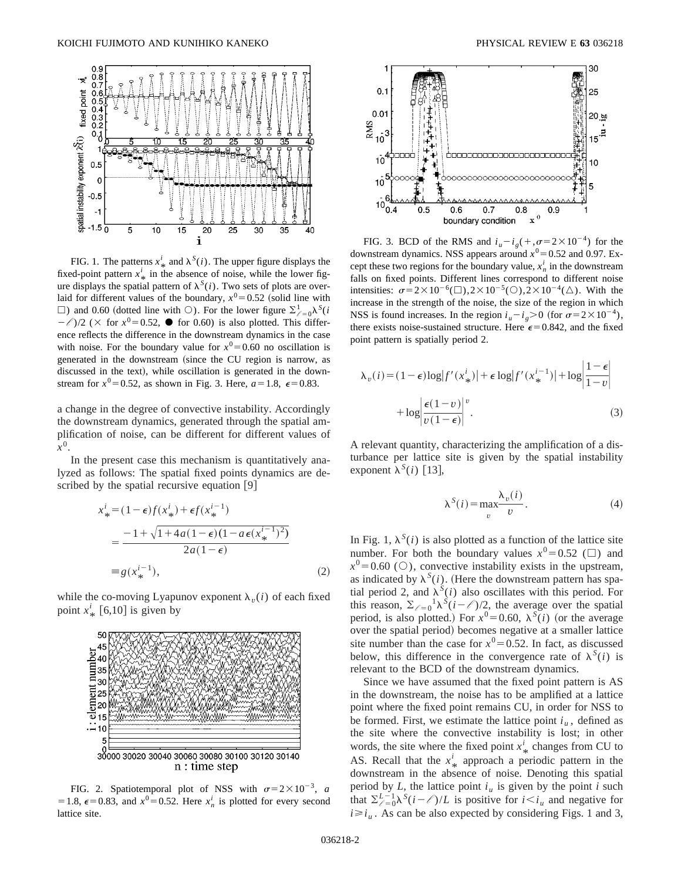FIG. 1. The patterns $x_*^i$ and $\lambda^S(i)$. The upper figure displays the fixed-point pattern $x_*^i$ in the absence of noise, while the lower figure displays the spatial pattern of $\lambda^S(i)$. Two sets of plots are overlaid for different values of the boundary, $x^0=0.52$ (solid line with □) and 0.60 (dotted line with ○). For the lower figure $\Sigma_{\ell=0}^{1}\lambda^S(i-\ell)/2$ (× for $x^0=0.52$, ● for 0.60) is also plotted. This difference reflects the difference in the downstream dynamics in the case with noise. For the boundary value for $x^0=0.60$ no oscillation is generated in the downstream (since the CU region is narrow, as discussed in the text), while oscillation is generated in the downstream for $x^0=0.52$, as shown in Fig. 3. Here, $a=1.8$, $\epsilon=0.83$.

a change in the degree of convective instability. Accordingly the downstream dynamics, generated through the spatial amplification of noise, can be different for different values of $x^0$.

In the present case this mechanism is quantitatively analyzed as follows: The spatial fixed points dynamics are described by the spatial recursive equation [9]

$$
\begin{aligned}
x_*^i &= (1-\epsilon)f(x_*^i)+\epsilon f(x_*^{i-1}) \\
&= \frac{-1+\sqrt{1+4a(1-\epsilon)(1-a\epsilon(x_*^{i-1})^2)}}{2a(1-\epsilon)} \\
&\equiv g(x_*^{i-1}),
\end{aligned}
\tag{2}
$$

while the co-moving Lyapunov exponent $\lambda_v(i)$ of each fixed point $x_*^i$ [6,10] is given by

FIG. 2. Spatiotemporal plot of NSS with $\sigma=2\times10^{-3}$, $a=1.8$, $\epsilon=0.83$, and $x^0=0.52$. Here $x_n^i$ is plotted for every second lattice site.

FIG. 3. BCD of the RMS and $i_u-i_g(+,\sigma=2\times10^{-4})$ for the downstream dynamics. NSS appears around $x^0=0.52$ and 0.97. Except these two regions for the boundary value, $x_n^i$ in the downstream falls on fixed points. Different lines correspond to different noise intensities: $\sigma=2\times10^{-6}$(□), $2\times10^{-5}$(○), $2\times10^{-4}$(△). With the increase in the strength of the noise, the size of the region in which NSS is found increases. In the region $i_u-i_g>0$ (for $\sigma=2\times10^{-4}$), there exists noise-sustained structure. Here $\epsilon=0.842$, and the fixed point pattern is spatially period 2.

$$
\lambda_v(i)=(1-\epsilon)\log|f'(x_*^i)|+\epsilon\log|f'(x_*^{i-1})|+\log\left|\frac{1-\epsilon}{1-v}\right| +\log\left|\frac{\epsilon(1-v)}{v(1-\epsilon)}\right|^v.
\tag{3}
$$

A relevant quantity, characterizing the amplification of a disturbance per lattice site is given by the spatial instability exponent $\lambda^S(i)$ [13],

$$
\lambda^S(i)=\max_v\frac{\lambda_v(i)}{v}.
\tag{4}
$$

In Fig. 1, $\lambda^S(i)$ is also plotted as a function of the lattice site number. For both the boundary values $x^0=0.52$ (□) and $x^0=0.60$ (○), convective instability exists in the upstream, as indicated by $\lambda^S(i)$. (Here the downstream pattern has spatial period 2, and $\lambda^S(i)$ also oscillates with this period. For this reason, $\Sigma_{\ell=0}^{1}\lambda^S(i-\ell)/2$, the average over the spatial period, is also plotted.) For $x^0=0.60$, $\lambda^S(i)$ (or the average over the spatial period) becomes negative at a smaller lattice site number than the case for $x^0=0.52$. In fact, as discussed below, this difference in the convergence rate of $\lambda^S(i)$ is relevant to the BCD of the downstream dynamics.

Since we have assumed that the fixed point pattern is AS in the downstream, the noise has to be amplified at a lattice point where the fixed point remains CU, in order for NSS to be formed. First, we estimate the lattice point $i_u$, defined as the site where the convective instability is lost; in other words, the site where the fixed point $x_*^i$ changes from CU to AS. Recall that the $x_*^i$ approach a periodic pattern in the downstream in the absence of noise. Denoting this spatial period by $L$, the lattice point $i_u$ is given by the point $i$ such that $\Sigma_{\ell=0}^{L-1}\lambda^S(i-\ell)/L$ is positive for $i<i_u$ and negative for $i\geq i_u$. As can be also expected by considering Figs. 1 and 3,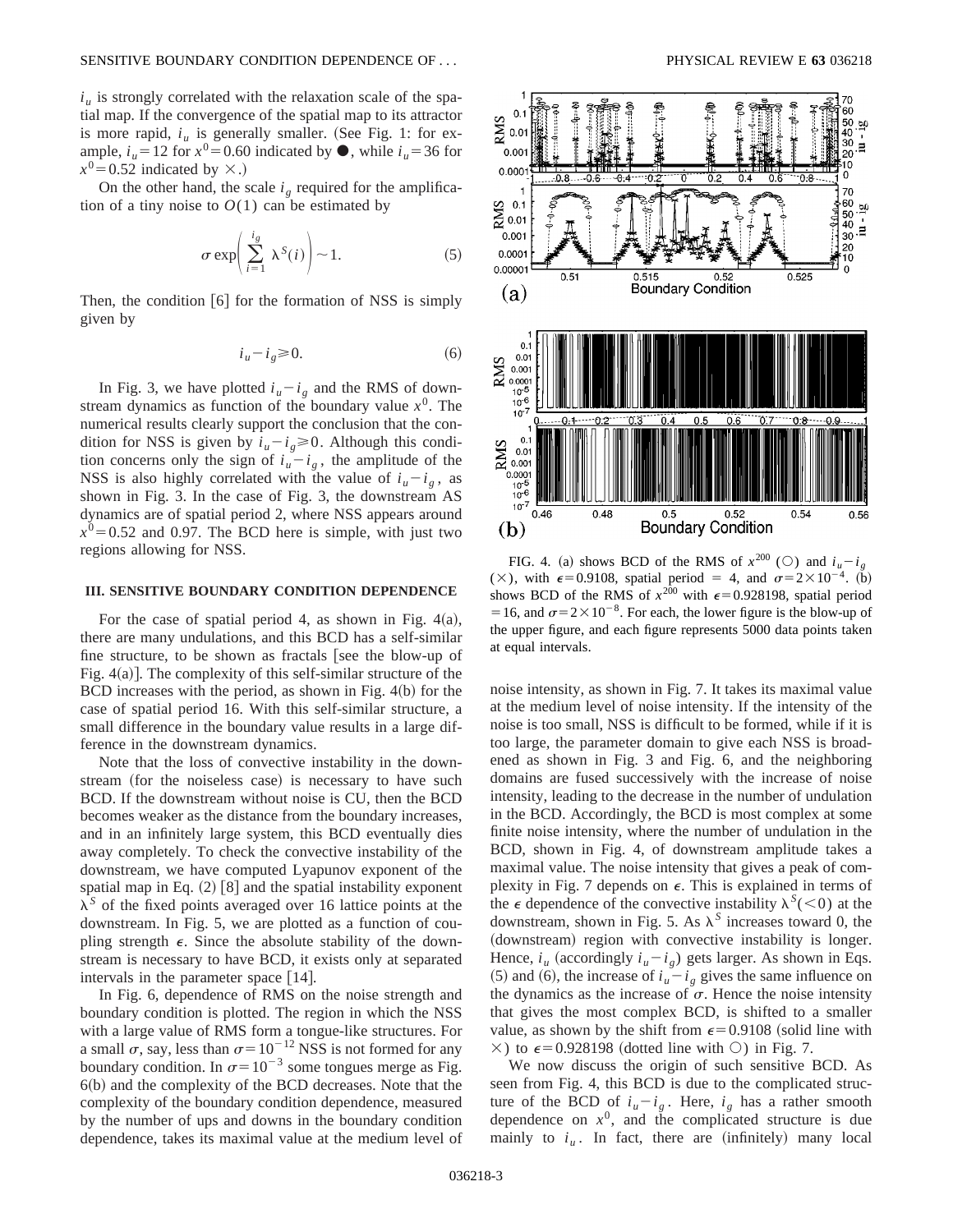$i_u$ is strongly correlated with the relaxation scale of the spatial map. If the convergence of the spatial map to its attractor is more rapid, $i_u$ is generally smaller. (See Fig. 1: for example, $i_u = 12$ for $x^0 = 0.60$ indicated by ●, while $i_u = 36$ for $x^0 = 0.52$ indicated by ×.)

On the other hand, the scale $i_g$ required for the amplification of a tiny noise to $O(1)$ can be estimated by

$$\sigma \exp\left( \sum_{i=1}^{i_g} \lambda^S(i) \right) \sim 1. \tag{5}$$

Then, the condition [6] for the formation of NSS is simply given by

$$i_u - i_g \geq 0. \tag{6}$$

In Fig. 3, we have plotted $i_u - i_g$ and the RMS of downstream dynamics as function of the boundary value $x^0$. The numerical results clearly support the conclusion that the condition for NSS is given by $i_u - i_g \geq 0$. Although this condition concerns only the sign of $i_u - i_g$, the amplitude of the NSS is also highly correlated with the value of $i_u - i_g$, as shown in Fig. 3. In the case of Fig. 3, the downstream AS dynamics are of spatial period 2, where NSS appears around $x^0 = 0.52$ and 0.97. The BCD here is simple, with just two regions allowing for NSS.

## III. SENSITIVE BOUNDARY CONDITION DEPENDENCE

For the case of spatial period 4, as shown in Fig. 4(a), there are many undulations, and this BCD has a self-similar fine structure, to be shown as fractals [see the blow-up of Fig. 4(a)]. The complexity of this self-similar structure of the BCD increases with the period, as shown in Fig. 4(b) for the case of spatial period 16. With this self-similar structure, a small difference in the boundary value results in a large difference in the downstream dynamics.

Note that the loss of convective instability in the downstream (for the noiseless case) is necessary to have such BCD. If the downstream without noise is CU, then the BCD becomes weaker as the distance from the boundary increases, and in an infinitely large system, this BCD eventually dies away completely. To check the convective instability of the downstream, we have computed Lyapunov exponent of the spatial map in Eq. (2) [8] and the spatial instability exponent $\lambda^S$ of the fixed points averaged over 16 lattice points at the downstream. In Fig. 5, we are plotted as a function of coupling strength $\epsilon$. Since the absolute stability of the downstream is necessary to have BCD, it exists only at separated intervals in the parameter space [14].

In Fig. 6, dependence of RMS on the noise strength and boundary condition is plotted. The region in which the NSS with a large value of RMS form a tongue-like structures. For a small $\sigma$, say, less than $\sigma = 10^{-12}$ NSS is not formed for any boundary condition. In $\sigma = 10^{-3}$ some tongues merge as Fig. 6(b) and the complexity of the BCD decreases. Note that the complexity of the boundary condition dependence, measured by the number of ups and downs in the boundary condition dependence, takes its maximal value at the medium level of noise intensity, as shown in Fig. 7. It takes its maximal value at the medium level of noise intensity. If the intensity of the noise is too small, NSS is difficult to be formed, while if it is too large, the parameter domain to give each NSS is broadened as shown in Fig. 3 and Fig. 6, and the neighboring domains are fused successively with the increase of noise intensity, leading to the decrease in the number of undulation in the BCD. Accordingly, the BCD is most complex at some finite noise intensity, where the number of undulation in the BCD, shown in Fig. 4, of downstream amplitude takes a maximal value. The noise intensity that gives a peak of complexity in Fig. 7 depends on $\epsilon$. This is explained in terms of the $\epsilon$ dependence of the convective instability $\lambda^S(<0)$ at the downstream, shown in Fig. 5. As $\lambda^S$ increases toward 0, the (downstream) region with convective instability is longer. Hence, $i_u$ (accordingly $i_u - i_g$) gets larger. As shown in Eqs. (5) and (6), the increase of $i_u - i_g$ gives the same influence on the dynamics as the increase of $\sigma$. Hence the noise intensity that gives the most complex BCD, is shifted to a smaller value, as shown by the shift from $\epsilon = 0.9108$ (solid line with ×) to $\epsilon = 0.928198$ (dotted line with ○) in Fig. 7.

We now discuss the origin of such sensitive BCD. As seen from Fig. 4, this BCD is due to the complicated structure of the BCD of $i_u - i_g$. Here, $i_g$ has a rather smooth dependence on $x^0$, and the complicated structure is due mainly to $i_u$. In fact, there are (infinitely) many local

FIG. 4. (a) shows BCD of the RMS of $x^{200}$ (○) and $i_u - i_g$ (×), with $\epsilon = 0.9108$, spatial period = 4, and $\sigma = 2 \times 10^{-4}$. (b) shows BCD of the RMS of $x^{200}$ with $\epsilon = 0.928198$, spatial period = 16, and $\sigma = 2 \times 10^{-8}$. For each, the lower figure is the blow-up of the upper figure, and each figure represents 5000 data points taken at equal intervals.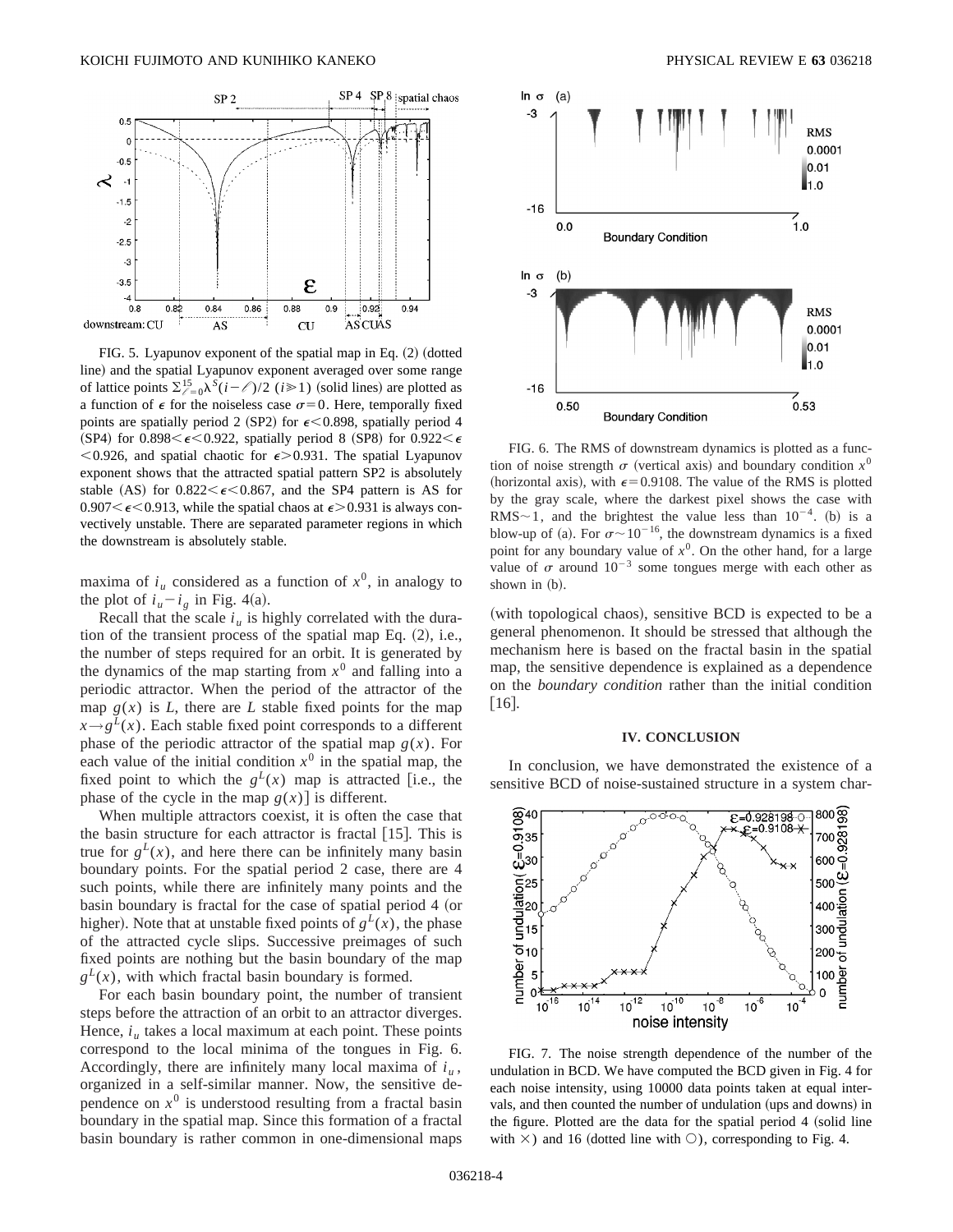FIG. 5. Lyapunov exponent of the spatial map in Eq. (2) (dotted line) and the spatial Lyapunov exponent averaged over some range of lattice points $\Sigma_{\ell=0}^{15}\lambda^S(i-\ell)/2$ $(i \gg 1)$ (solid lines) are plotted as a function of $\epsilon$ for the noiseless case $\sigma=0$. Here, temporally fixed points are spatially period 2 (SP2) for $\epsilon<0.898$, spatially period 4 (SP4) for $0.898<\epsilon<0.922$, spatially period 8 (SP8) for $0.922<\epsilon<0.926$, and spatial chaotic for $\epsilon>0.931$. The spatial Lyapunov exponent shows that the attracted spatial pattern SP2 is absolutely stable (AS) for $0.822<\epsilon<0.867$, and the SP4 pattern is AS for $0.907<\epsilon<0.913$, while the spatial chaos at $\epsilon>0.931$ is always convectively unstable. There are separated parameter regions in which the downstream is absolutely stable.

maxima of $i_u$ considered as a function of $x^0$, in analogy to the plot of $i_u - i_g$ in Fig. 4(a).

Recall that the scale $i_u$ is highly correlated with the duration of the transient process of the spatial map Eq. (2), i.e., the number of steps required for an orbit. It is generated by the dynamics of the map starting from $x^0$ and falling into a periodic attractor. When the period of the attractor of the map $g(x)$ is $L$, there are $L$ stable fixed points for the map $x \rightarrow g^L(x)$. Each stable fixed point corresponds to a different phase of the periodic attractor of the spatial map $g(x)$. For each value of the initial condition $x^0$ in the spatial map, the fixed point to which the $g^L(x)$ map is attracted [i.e., the phase of the cycle in the map $g(x)$] is different.

When multiple attractors coexist, it is often the case that the basin structure for each attractor is fractal [15]. This is true for $g^L(x)$, and here there can be infinitely many basin boundary points. For the spatial period 2 case, there are 4 such points, while there are infinitely many points and the basin boundary is fractal for the case of spatial period 4 (or higher). Note that at unstable fixed points of $g^L(x)$, the phase of the attracted cycle slips. Successive preimages of such fixed points are nothing but the basin boundary of the map $g^L(x)$, with which fractal basin boundary is formed.

For each basin boundary point, the number of transient steps before the attraction of an orbit to an attractor diverges. Hence, $i_u$ takes a local maximum at each point. These points correspond to the local minima of the tongues in Fig. 6. Accordingly, there are infinitely many local maxima of $i_u$, organized in a self-similar manner. Now, the sensitive dependence on $x^0$ is understood resulting from a fractal basin boundary in the spatial map. Since this formation of a fractal basin boundary is rather common in one-dimensional maps (with topological chaos), sensitive BCD is expected to be a general phenomenon. It should be stressed that although the mechanism here is based on the fractal basin in the spatial map, the sensitive dependence is explained as a dependence on the *boundary condition* rather than the initial condition [16].

FIG. 6. The RMS of downstream dynamics is plotted as a function of noise strength $\sigma$ (vertical axis) and boundary condition $x^0$ (horizontal axis), with $\epsilon=0.9108$. The value of the RMS is plotted by the gray scale, where the darkest pixel shows the case with RMS$\sim 1$, and the brightest the value less than $10^{-4}$. (b) is a blow-up of (a). For $\sigma \sim 10^{-16}$, the downstream dynamics is a fixed point for any boundary value of $x^0$. On the other hand, for a large value of $\sigma$ around $10^{-3}$ some tongues merge with each other as shown in (b).

## IV. CONCLUSION

In conclusion, we have demonstrated the existence of a sensitive BCD of noise-sustained structure in a system char-

FIG. 7. The noise strength dependence of the number of the undulation in BCD. We have computed the BCD given in Fig. 4 for each noise intensity, using 10000 data points taken at equal intervals, and then counted the number of undulation (ups and downs) in the figure. Plotted are the data for the spatial period 4 (solid line with $\times$) and 16 (dotted line with $\bigcirc$), corresponding to Fig. 4.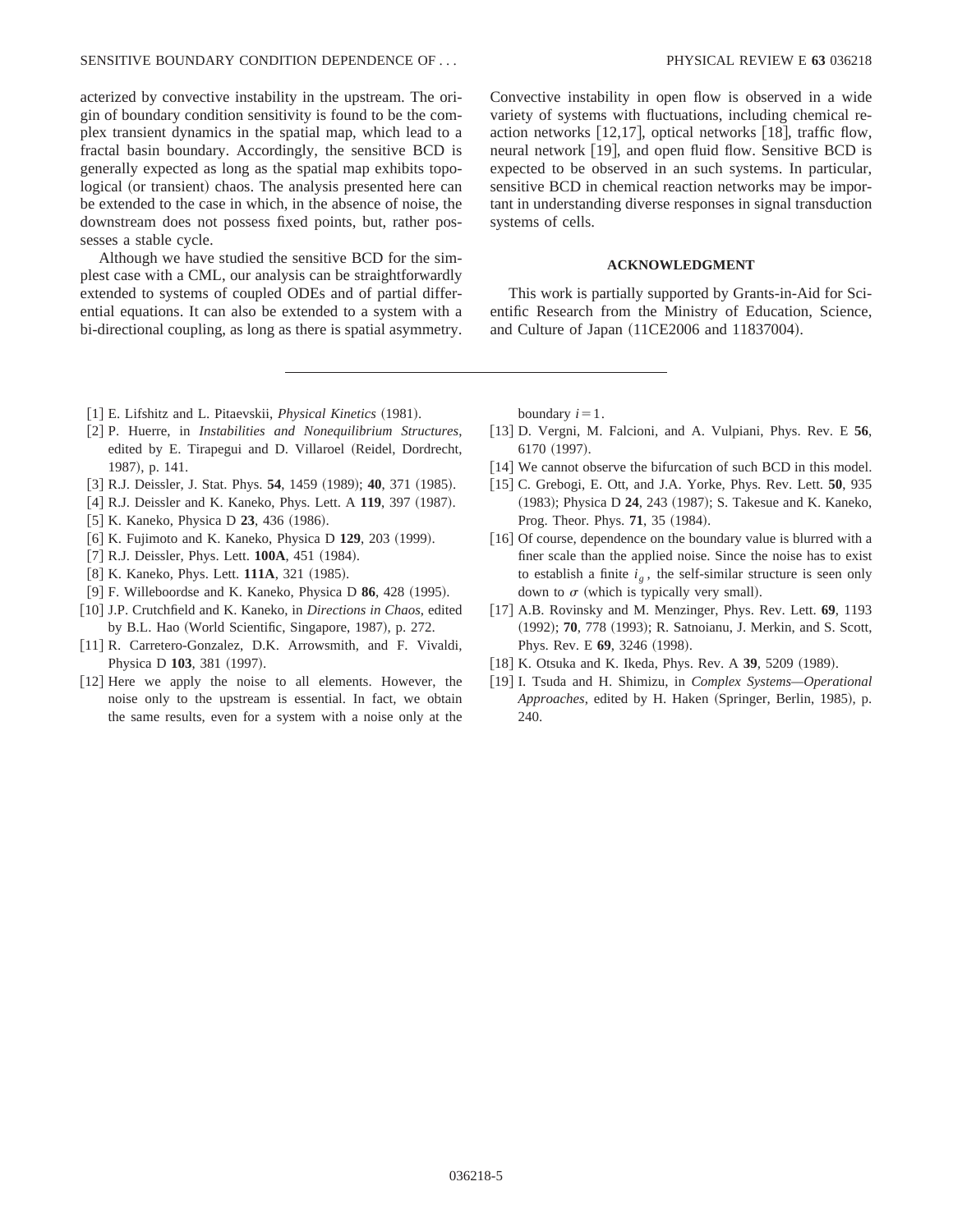acterized by convective instability in the upstream. The origin of boundary condition sensitivity is found to be the complex transient dynamics in the spatial map, which lead to a fractal basin boundary. Accordingly, the sensitive BCD is generally expected as long as the spatial map exhibits topological (or transient) chaos. The analysis presented here can be extended to the case in which, in the absence of noise, the downstream does not possess fixed points, but, rather possesses a stable cycle.

Although we have studied the sensitive BCD for the simplest case with a CML, our analysis can be straightforwardly extended to systems of coupled ODEs and of partial differential equations. It can also be extended to a system with a bi-directional coupling, as long as there is spatial asymmetry. Convective instability in open flow is observed in a wide variety of systems with fluctuations, including chemical reaction networks [12,17], optical networks [18], traffic flow, neural network [19], and open fluid flow. Sensitive BCD is expected to be observed in an such systems. In particular, sensitive BCD in chemical reaction networks may be important in understanding diverse responses in signal transduction systems of cells.

## ACKNOWLEDGMENT

This work is partially supported by Grants-in-Aid for Scientific Research from the Ministry of Education, Science, and Culture of Japan (11CE2006 and 11837004).

---

[1] E. Lifshitz and L. Pitaevskii, *Physical Kinetics* (1981).

[2] P. Huerre, in *Instabilities and Nonequilibrium Structures*, edited by E. Tirapegui and D. Villaroel (Reidel, Dordrecht, 1987), p. 141.

[3] R.J. Deissler, J. Stat. Phys. **54**, 1459 (1989); **40**, 371 (1985).

[4] R.J. Deissler and K. Kaneko, Phys. Lett. A **119**, 397 (1987).

[5] K. Kaneko, Physica D **23**, 436 (1986).

[6] K. Fujimoto and K. Kaneko, Physica D **129**, 203 (1999).

[7] R.J. Deissler, Phys. Lett. **100A**, 451 (1984).

[8] K. Kaneko, Phys. Lett. **111A**, 321 (1985).

[9] F. Willeboordse and K. Kaneko, Physica D **86**, 428 (1995).

[10] J.P. Crutchfield and K. Kaneko, in *Directions in Chaos*, edited by B.L. Hao (World Scientific, Singapore, 1987), p. 272.

[11] R. Carretero-Gonzalez, D.K. Arrowsmith, and F. Vivaldi, Physica D **103**, 381 (1997).

[12] Here we apply the noise to all elements. However, the noise only to the upstream is essential. In fact, we obtain the same results, even for a system with a noise only at the boundary $i=1$.

[13] D. Vergni, M. Falcioni, and A. Vulpiani, Phys. Rev. E **56**, 6170 (1997).

[14] We cannot observe the bifurcation of such BCD in this model.

[15] C. Grebogi, E. Ott, and J.A. Yorke, Phys. Rev. Lett. **50**, 935 (1983); Physica D **24**, 243 (1987); S. Takesue and K. Kaneko, Prog. Theor. Phys. **71**, 35 (1984).

[16] Of course, dependence on the boundary value is blurred with a finer scale than the applied noise. Since the noise has to exist to establish a finite $i_g$, the self-similar structure is seen only down to $\sigma$ (which is typically very small).

[17] A.B. Rovinsky and M. Menzinger, Phys. Rev. Lett. **69**, 1193 (1992); **70**, 778 (1993); R. Satnoianu, J. Merkin, and S. Scott, Phys. Rev. E **69**, 3246 (1998).

[18] K. Otsuka and K. Ikeda, Phys. Rev. A **39**, 5209 (1989).

[19] I. Tsuda and H. Shimizu, in *Complex Systems—Operational Approaches*, edited by H. Haken (Springer, Berlin, 1985), p. 240.